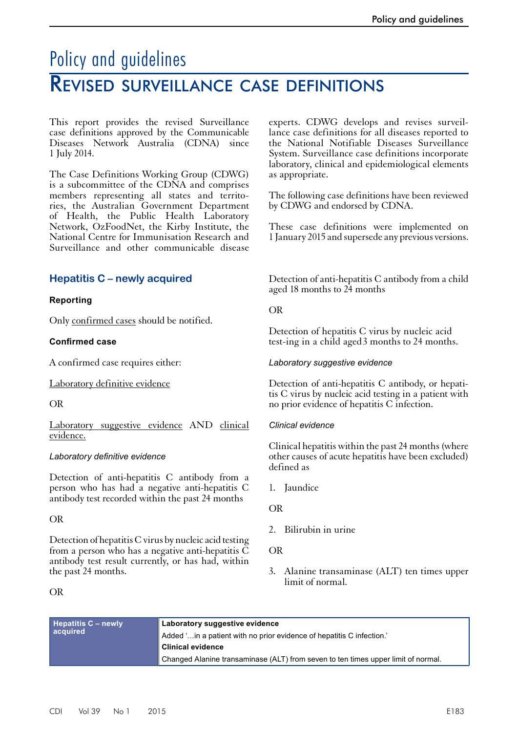# Policy and guidelines

## Revised surveillance case definitions

This report provides the revised Surveillance case definitions approved by the Communicable Diseases Network Australia (CDNA) since 1 July 2014.

The Case Definitions Working Group (CDWG) is a subcommittee of the CDNA and comprises members representing all states and territories, the Australian Government Department of Health, the Public Health Laboratory Network, OzFoodNet, the Kirby Institute, the National Centre for Immunisation Research and Surveillance and other communicable disease experts. CDWG develops and revises surveillance case definitions for all diseases reported to the National Notifiable Diseases Surveillance System. Surveillance case definitions incorporate laboratory, clinical and epidemiological elements as appropriate.

The following case definitions have been reviewed by CDWG and endorsed by CDNA.

These case definitions were implemented on 1 January 2015 and supersede any previous versions.

### Hepatitis C – newly acquired

#### Reporting

Only confirmed cases should be notified.

#### Confirmed case

A confirmed case requires either:

Laboratory definitive evidence

OR

Laboratory suggestive evidence AND clinical evidence.

*Laboratory definitive evidence*

Detection of anti-hepatitis C antibody from a person who has had a negative anti-hepatitis C antibody test recorded within the past 24 months

OR

Detection of hepatitis C virus by nucleic acid testing from a person who has a negative anti-hepatitis C antibody test result currently, or has had, within the past 24 months.

OR

Detection of anti-hepatitis C antibody from a child aged 18 months to 24 months

OR

Detection of hepatitis C virus by nucleic acid test-ing in a child aged 3 months to 24 months.

*Laboratory suggestive evidence*

Detection of anti-hepatitis C antibody, or hepatitis C virus by nucleic acid testing in a patient with no prior evidence of hepatitis C infection.

*Clinical evidence*

Clinical hepatitis within the past 24 months (where other causes of acute hepatitis have been excluded) defined as

1. Jaundice

OR

2. Bilirubin in urine

OR

3. Alanine transaminase (ALT) ten times upper limit of normal.

| Hepatitis C – newly acquired | **Laboratory suggestive evidence** |
|---|---|
| | Added '…in a patient with no prior evidence of hepatitis C infection.' |
| | **Clinical evidence** |
| | Changed Alanine transaminase (ALT) from seven to ten times upper limit of normal. |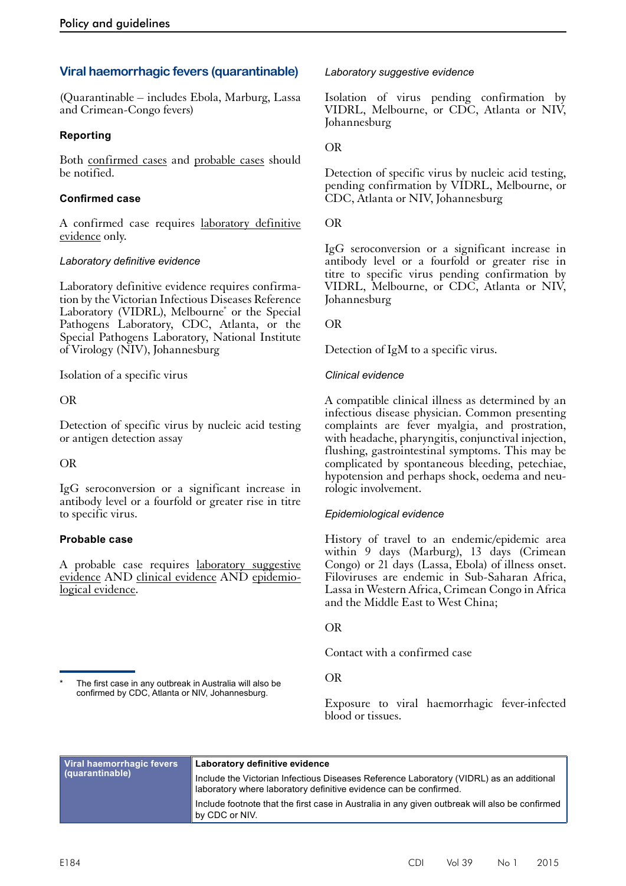## Viral haemorrhagic fevers (quarantinable)

(Quarantinable – includes Ebola, Marburg, Lassa and Crimean-Congo fevers)

### Reporting

Both confirmed cases and probable cases should be notified.

### Confirmed case

A confirmed case requires laboratory definitive evidence only.

#### *Laboratory definitive evidence*

Laboratory definitive evidence requires confirmation by the Victorian Infectious Diseases Reference Laboratory (VIDRL), Melbourne* or the Special Pathogens Laboratory, CDC, Atlanta, or the Special Pathogens Laboratory, National Institute of Virology (NIV), Johannesburg

Isolation of a specific virus

OR

Detection of specific virus by nucleic acid testing or antigen detection assay

OR

IgG seroconversion or a significant increase in antibody level or a fourfold or greater rise in titre to specific virus.

### Probable case

A probable case requires laboratory suggestive evidence AND clinical evidence AND epidemiological evidence.

#### *Laboratory suggestive evidence*

Isolation of virus pending confirmation by VIDRL, Melbourne, or CDC, Atlanta or NIV, Johannesburg

OR

Detection of specific virus by nucleic acid testing, pending confirmation by VIDRL, Melbourne, or CDC, Atlanta or NIV, Johannesburg

OR

IgG seroconversion or a significant increase in antibody level or a fourfold or greater rise in titre to specific virus pending confirmation by VIDRL, Melbourne, or CDC, Atlanta or NIV, Johannesburg

OR

Detection of IgM to a specific virus.

#### *Clinical evidence*

A compatible clinical illness as determined by an infectious disease physician. Common presenting complaints are fever myalgia, and prostration, with headache, pharyngitis, conjunctival injection, flushing, gastrointestinal symptoms. This may be complicated by spontaneous bleeding, petechiae, hypotension and perhaps shock, oedema and neurologic involvement.

#### *Epidemiological evidence*

History of travel to an endemic/epidemic area within 9 days (Marburg), 13 days (Crimean Congo) or 21 days (Lassa, Ebola) of illness onset. Filoviruses are endemic in Sub-Saharan Africa, Lassa in Western Africa, Crimean Congo in Africa and the Middle East to West China;

OR

Contact with a confirmed case

OR

Exposure to viral haemorrhagic fever-infected blood or tissues.

\* The first case in any outbreak in Australia will also be confirmed by CDC, Atlanta or NIV, Johannesburg.

| | |
|---|---|
| **Viral haemorrhagic fevers (quarantinable)** | **Laboratory definitive evidence** |
| | Include the Victorian Infectious Diseases Reference Laboratory (VIDRL) as an additional laboratory where laboratory definitive evidence can be confirmed. |
| | Include footnote that the first case in Australia in any given outbreak will also be confirmed by CDC or NIV. |